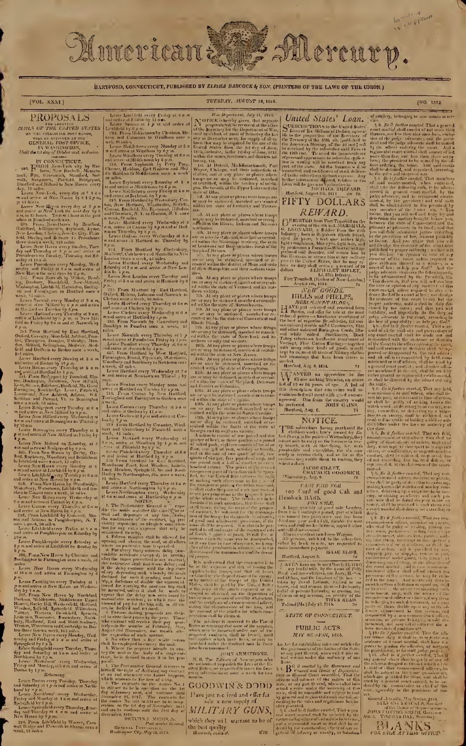# American Mercury.

HARTFORD, CONNECTICUT, PUBLISHED BY ELISHA BABCOCK & SON, (PRINTERS OF THE LAWS OF THE UNION.)

[VOL. XXXI.] TUESDAY, AUGUST 16, 1814. [NO. 1572.

## PROPOSALS

FOR CARRYING

MAILS OF THE UNITED STATES

ON THE FOLLOWING POST ROADS,

WILL BE RECEIVED AT THE

GENERAL POST-OFFICE,

IN WASHINGTON,

Until the 1st day of October next, inclusive.

IN CONNECTICUT.

200. FROM New-York city by Harlem, New Rochelle, Mamaroneck, Rye, Greenwich, Stamford, Norwalk, Saugatuck, Fairfield, Bridgeport, Stratford and Milford to New-Haven every day, 76 miles.

Leave New-York every day at 1 1-2 a m and arrive at New-Haven by 8 1-2 p m, in 14 hours. To rest 1 hour at the post office in Stamford each way.

201. From New-Haven by Branford, Guilford, Killingworth, Saybrook, Lyme, New-London, Chelsea, Jewett's City, Plainfield, Sterling and Scituate to Providence three times a week, 112 miles.

Leave New-Haven every Sunday, Tuesday and Thursday at 9 p m and arrive at Providence on Tuesday, Thursday and Saturday at 10 a m.

Leave Providence every Monday, Wednesday and Friday at 8 a m and arrive at New-Haven the next day by 6 p m.

202. From Norwalk by Wilton, Redding, Danbury, Brookfield, New-Milford, Washington, Litchfield, Harwinton, Burlington and Farmington to Hartford once a week, 92 miles.

Leave Norwalk every Monday at 9 a m, arrive at New-Milford by 8 p m and arrive at Hartford on Tuesday by 6 p m.

Leave Hartford every Thursday at 9 a m, arrive at Litchfield by 5 p m, at New-Milford on Friday by 9 a m and at Norwalk by 6 p m.

203. From Hartford by East Hartford, Oxford, Coventry, Mansfield, Ashford, Pomfret, Thompson, Douglas, Uxbridge, Mendon, Milford, Bellingham, Medway, Medfield and Dedham to Boston once a week, 101 miles.

Leave Hartford every Monday at 2 a m and arrive at Boston by 10 p m.

Leave Boston every Thursday at 2 a m and arrive at Hartford by 6 p m.

204. From Bridgeport by Trumbull, Ripton, Huntington, Newtown, New-Milford, Kent, Sharon, Salisbury, Sheffield, Great Barrington, Stockbridge, Lenox, Pittsfield, Lanesboro', New Ashford, Adams, Williamstown and Pownal, Vt. to Bennington once a week, 95 miles.

Leave Bridgeport every Tuesday at 6 a m and arrive at New-Milford by 6 p m.

Leave New-Milford every Wednesday at 6 a m and arrive at Bennington on Thursday by 10 a m.

Leave Bennington every Thursday at 2 p m and arrive at New-Milford on Friday by 6 p m.

Leave New-Milford on Saturday, at 6 a m and arrive at Bridgeport by 6 p m.

205. From New-Haven by Derby, Oxford, Southbury, Woodbury and Bethlehem to Litchfield once a week, 43 miles.

Leave New-Haven every Monday at 6 a m and arrive at Litchfield by 6 p m.

Leave Litchfield every Tuesday at 6 a m and arrive at New-Haven by 6 p m.

206. From New-Haven by Woodbridge, Waterbury, Watertown, Litchfield and Goshen to Canaan once a week, 56 miles.

Leave New-Haven every Wednesday at 6 a m and arrive at Canaan by 6 p m.

Leave Canaan every Thursday at 6 a m and arrive at New-Haven by 6 p m.

207. From Litchfield by Cornwall, Sharon and Amenia to Poughkeepsie, N. Y. once a week, 56 miles.

Leave Litchfield every Friday at 5 a m and arrive at Poughkeepsie on Saturday by 10 a m.

Leave Poughkeepsie every Saturday at 2 p m and arrive at Litchfield on Sunday by 6 p m.

208. From New-Haven by Cheshire and Southington to Farmington once a week, 30 miles.

Leave New-Haven every Wednesday at 10 a m and arrive at Farmington by 2 p m.

Leave Farmington every Tuesday at 1 p m and arrive at New-Haven on Wednesday by 6 a m.

209. From New-Haven by Northford, Durham, Middletown, Middletown Upper Houses, Rocky Hill, Wethersfield, Hartford, Windsor, Suffield, Springfield, Wilbraham, Palmer, Western, Brookfield, Spencer, Leicester, Worcester, Shrewsbury, Northboro', Marlboro', East and West Sudbury, Weston, Watertown and Cambridge to Boston three times a week, 161 miles.

Leave New-Haven every Monday, Wednesday and Friday at 5 a m and arrive at Springfield by 8 p m.

Leave Springfield every Tuesday, Thursday and Saturday at 5 a m and arrive at Northboro' by 8 p m.

Leave Northboro' every Wednesday, Friday and Monday at 5 a m and arrive at Boston by 11 a m.

*Returning.*

Leave Boston every Tuesday, Thursday and Saturday at 1 p m and arrive at Northboro' by 8 p m.

Leave Northboro' every Wednesday, Friday and Monday at 1 a m and arrive at Springfield by 6 p m.

Leave Springfield every Thursday, Saturday and Tuesday at 4 a m and arrive at New-Haven by 8 p m.

210. From Litchfield by Warren, Cornwall Bridge and Ellsworth to Sharon once a week, 18 miles.

Leave Litchfield every Friday at 6 a m and arrive at Sharon by 11 a m.

Leave Sharon at 1 p m and arrive at Litchfield by 6 p m.

211. From Haddam by Chatham, Hebron and Columbia to Windham once a week, 34 miles.

Leave Middletown every Monday at 6 a m and arrive at Windham by 6 p m.

Leave Windham every Tuesday at 8 a m and arrive at Middletown by 6 p m.

212. From Saybrook by Petty Pauge, Chester, Haddam, East Haddam and Middle Haddam to Middletown once a week, 30 miles.

Leave Saybrook every Saturday at 5 a m and arrive at Middletown by 6 p m.

Leave Middletown every Friday at 6 a m and arrive at Saybrook by 7 p m.

213. From Hartford by Wintonbury, Canton, New Hartford, Winchester, Norfolk, Canaan, Sheffield, Mt. Egremont, Hillsdale and Claverack, N. Y. to Hudson, N. Y. once a week, 78 miles.

Leave Hartford every Wednesday at 8 a m, arrive at Canaan by 8 p m and at Hudson on Thursday by 6 p m.

Leave Hudson every Friday at 6 a m, arrive at Canaan by 6 p m and at Hartford on Saturday by 6 p m.

214. From Hartford by Glastenbury, Marlboro', Colchester and Montville to New London twice a week, 43 miles.

Leave Hartford every Wednesday and Saturday at 7 a m and arrive at New London by 5 p m.

Leave New London every Tuesday and Friday at 8 a m and arrive at Hartford by 6 p m.

215. From Hartford by East Hartford, Oxford, Hebron, Lebanon and Norwich to Chelsea once a week, 40 miles.

Leave Hartford every Thursday at 6 a m and arrive at Chelsea by 6 p m.

Leave Chelsea every Wednesday at 6 a m and arrive at Hartford by 6 p m.

216. From Norwich by Canterbury and Brooklyn to Pomfret once a week, 27 miles.

Leave Norwich every Thursday at 5 a m and arrive at Pomfret on Friday by 12 m.

Leave Pomfret every Thursday at 9 a m and arrive at Norwich by 4 p m.

217. From Hartford by West Hartford, Farmington, Bristol, Plymouth, Watertown, Woodbury and Southbury to Newtown once a week, 47 miles.

Leave Hartford every Wednesday at 7 a m and arrive at Newtown on Thursday by noon.

Leave Newtown every Monday noon and arrive at Hartford on Tuesday by 6 p m.

218. From Canton by New Hartford, Torringford and Torrington to Goshen once a week.

Leave Canton every Thursday at 5 a m and arrive at Goshen by 11 a m.

Leave Goshen at 1 p m and arrive at Canton by 7 p m.

219. From Hartford by Coventry, Windham and Canterbury to Plainfield once a week, 44 miles.

Leave Hartford every Wednesday at 6 a m, arrive at Windham by 1 p m and at Plainfield by 6 p m.

Leave Plainfield every Thursday at 6 a m and arrive at Hartford by 6 p m.

220. From Hartford by Windsor, Warehouse Point, East Windsor, Suffield, Long Meadow, Springfield, Westfield and South Hadley to Northampton, Ms. once a week, 44 miles.

Leave Hartford every Thursday at 8 a m and arrive at Northampton by 6 p m.

Leave Northampton every Wednesday at 4 a m and arrive at Hartford by 4 p m.

NOTES.

1. The Post-master General may expedite the mails and alter the times of their arrival and departure at any time during the continuance of the contract, he prescribing an adequate compensation for any extra expense that may be occasioned thereby.

2. Fifteen minutes shall be allowed for opening and closing the mail, at all offices where no particular time is specified.

3. For every hour's delay (unavoidable accidents excepted) in arriving after the times prescribed in any contract, the contractor shall forfeit one dollar; and if the delay continue until the departure of any depending mail, whereby the mails destined for such depending mail lose a trip, a forfeiture of double the amount allowed for carrying the mail one trip shall be incurred; and if it shall be made to appear that the delay was occasioned by unavoidable accident, no amount of pay for the trip, will, in all cases, be forfeited and retained.

4. Persons making proposals are desired to state their prices by the year. Those who contract will receive their pay quarterly—in the months of February, May, August and November, one month after the expiration of each quarter.

5. No other than a free white person shall be employed to convey the mail.

6. Where the proposer intends to convey the mail in the body of a stage carriage, he is desired to state it in his proposal.

7. The Post-master General reserves to himself the right of declaring any contract at an end whenever one failure happens, which amounts to the loss of a trip.

8. The contracts for the routes No. 1 to 220 are to be in operation on the 1st day of January next, and continue until December 31, 1817. The contracts for the routes No. 221 to 533 are to be in operation on the 1st day of November next and are to continue until the 31st day of December, 1818.

RETURN J. MEIGS, Jr. Post-master General.

GENERAL POST-OFFICE,
Washington City, May 23, 1814.

---

*War Department, July 11, 1814.*

NOTICE is hereby given, that separate proposals will be received at the office of the Secretary for the Department of War, until twelve o'clock at noon of Saturday the last day of December next, for supply of all rations that may be required for the use of the United States from the 1st day of June, 1815, inclusive, to the 1st day of June, 1816, within the states, territories and districts following, viz.

1st. At Detroit, Michilimackinack, Fort Wayne, Chikago, and their immediate vicinities, and at any place or places where troops are or may be stationed, marched or recruited, within the territory of Michigan, the vicinity of the Upper Lakes and the state of Ohio.

2d. At any place or places where troops are or may be stationed, marched or recruited within the state of Kentucky and Tennessee.

3d. At any place or places where troops are or may be stationed, marched or recruited within the Illinois, Indiana and Missouri territories.

4th. At any place or places where troops are or may be stationed, marched or recruited within the Mississippi territory, the state of Louisiana and their vicinities north of the Gulph of Mexico.

5th. At any place or places where troops are or may be stationed, marched or recruited within the district of Main and state of New-Hampshire and their northern vicinities.

6th. At any place or places where troops are or may be stationed, marched or recruited within the state of Vermont and its northern vicinity.

7th. At any place or places where troops are or may be stationed, marched or recruited within the state of Massachusetts.

8th. At any place or places where troops are or may be stationed, marched or recruited within the states of Connecticut and Rhode Island.

9th. At any place or places where troops are or may be stationed, marched or recruited within the state of New-York and its northern vicinity and western.

10th. At any place or places where troops are or may be stationed, marched or recruited within the state of New-Jersey.

11th. At any place or places where troops are or may be stationed, marched or recruited within the state of Pennsylvania.

12th. At any place or places where troops are or may be stationed, marched or recruited within the states of Maryland, Delaware and District of Columbia.

13th. At any place or places where troops are or may be stationed, marched or recruited within the state of Virginia.

14th. At any place or places where troops are or may be stationed, marched or recruited within the state of North-Carolina.

15th. At any place or places where troops are or may be stationed, marched or recruited within the limits of the state of Georgia and its southern vicinity.

A ration to consist of one pound and one quarter of beef, or three quarters of a pound of salted pork, eighteen ounces of bread or flour, one gill of rum, whiskey or brandy, and at the rate of two quarts of salt, four quarts of vinegar, four pounds of soap, and one pound and a half of candles to every hundred rations. The prices of the several component parts of the ration shall be specified, but the United States reserve the right of making such alterations in the price of the component parts of the ration aforesaid, as shall make the price of each part thereof bear a just proportion to the proposed price of the whole ration. The rations are to be furnished in such quantities, that there shall at all times, during the term of the proposed contract, be sufficient for the consumption of the troops for six months in advance, of good and wholesome provisions, if the same shall be required. It is also to be permitted to all and every of the commandants of fortified places or posts, to call for, at seasons when the same can be transported, or at any time in case of urgency, such supplies of like provisions in advance, as in the discretion of the commandant shall be deemed proper.

It is understood that the contractor is to be at the expense and risk of issuing the supplies to the troops, and that all losses sustained by the depredations of an enemy, or by means of the troops of the United States, shall be paid for at the price of the articles captured or destroyed, on the depositions of two or more persons of creditable characters, and the certificate of a commissioned officer, stating the circumstances of the loss, and the amount of the articles for which compensation shall be claimed.

The privilege is reserved to the United States of requiring that none of the supplies which may be furnished under any of the proposed contracts, shall be issued, until the supplies which have been or may be furnished under any contract now in force have been consumed.

JOHN ARMSTRONG.

N. B. The Editors of Newspapers who are authorized to publish the laws of the United States, are requested to insert the foregoing advertisement once a week for two months.

---

GOODWIN & DODD

Have just received and offer for sale a new supply of

## MILITARY GUNS,

which they will warrant to be of the best quality.

Hartford, *main st.* tf70

---

## United States' Loan.

SUBSCRIPTIONS to the United States' Loan of Six Millions of Dollars, agreeable to the proposition of the Secretary of the Treasury of the 25th ult. (published in the American Mercury of the 2d inst.) will be received by the subscriber until Friday the 19th inst. To avoid the inconvenience of personal appearance to subscribe application in writing will be received from any part of the state. All the business will be transacted and certificates of stock delivered to the subscribers without expense. Any further information desired, relative to the Loan will be given on application to

MICHAEL SHEPARD.

Hartford, August 8th, 1814. 2w 70.

## FIFTY DOLLARS REWARD.

DESERTED from Fort Trumbull on the evening of the 4th inst. MARSHALL LEONARD, a Soldier from the 25th Infantry; born in Rhode Island, aged 26 years, 5 feet nine inches high, light complexion, blue eyes, light hair, and by profession a Farmer.—Whoever will apprehend said deserter, and return him to this Garrison, or secure him in any military post in the United States, that he may return to duty shall receive a reward of 50 dollars.

ELIPHALET RIPLEY,
Lt. 25th Infantry.

Fort Trumbull, (Harbor of New-London,) August 6th, 1814. 70

## NEW GOODS.

HILLS and PHELPS,

MERCHANT-TAILORS,

HAVE just selected and received from Boston, and offer for sale at the most reduced prices—a handsome assortment of the best of superfine Broadcloths, Cassimeres, a large and extensive assortment of Summer stuffs, &c. Also, colored Burlington Cords, Blue and white ribbed Stockinetts, Black Tabby velvets—a handsome assortment of Vestings, Fine Cotton Shirtings—together with many other kinds of goods usually kept by us, most all kinds of Military clothes and trimmings that have been scarce in market.

Hartford, Aug. 8, 1814. 71

WANTED an apprentice to the Clock-making business, an active lad of 15 or 16 years of age. A lad of this description that can come well recommended will meet with good encouragement. One from the country would be preferred. JOHN GAINS.

Hartford, Aug. 6. 71

## NOTICE.

THE subscribers having purchased the clothiers works, lately owned by Ezra Doen in the parish of Wintonbury, they intend now to carry on the business in every branch, such as Cloth-dressing, &c. with punctuality and expedition, the subscribers are ready to receive cloth, and as far as the business may entitle them to custom, they solicit a share.

JACOB GILLET,
CHAUNCEY GOODRICH.

Wintonbury, Aug. 8. 71

CASH PAID FOR

100 Cord of good Oak and Hemlock BARK.

FOR SALE,

A large quantity of good sole Leather, from 1 to 5 shillings a pound, part of which was tanned two years since and has been well done over and a half, suitable for boot soles and chaise backs, harness, upper & other and calfskin in variety.

Also a second-hand one-horse Waggon.

All persons, indebted to the subscriber, either by book or note, are requested to make immediate payment.

ISAAC BLISS.

Hartford, August 6. 70

STRAYED from my house (March 22, 1814) a yearling bay colt, by the name of *Polly Reed*, and three children, viz. Lory, Heman and Miles, and the Infatuation of the loss— taken by David Cushman, carried to the house, and will remain there—I do hereby forbid all persons harboring or trusting any of them on my account, on penalty of the law.

TITUS READ.

Tolland (Ms.) July 18, 1814. 71

---

## STATE OF CONNECTICUT.

## PUBLIC ACTS.

MAY SESSION, 1814.

An Act for establishing rules and articles for the government of the Militia of this State, and any part thereof, when called into actual service under the authority of this State.

§ 1. BE it enacted by the Governour and Council and House of Representatives in General Court assembled, That the officers and soldiers of the militia of this state, or any part thereof, when called into actual service under the authority of this state, shall be amenable and subject to trial by general and regimental courts martial, according to the rules and regulations herein after provided.

§ 2. And be it further enacted, That a general court martial shall be ordered by the commander in chief of all officers in service, and a regimental court martial shall be ordered by the commanding officer of any regiment of infantry or cavalry, or battalion of artillery, belonging to said militia in service.

§ 3. Be it further enacted, That a general court martial shall consist of not more than thirteen, nor less than nine members, exclusive of the judge advocate, and the president and the judge advocate shall be named by the officer ordering the court. And a regimental court martial shall consist of not more than five, nor less than three members; the president to be named by the officer ordering the same. And said courts shall be detailed, and organized, according to the rules and usages of war.

§ 4. Be it further enacted, That members of said courts martial, when convened, shall take the following oath, to be administered in general court martial, by the judge advocate, and in regimental courts martial, by the president; and he shall administer said oath to the president by any member of the Court, viz. "You swear, that you will well and truly try and determine the matters brought before you, between the state of Connecticut and the prisoner or prisoners to be tried; and that you will duly administer justice according to the provisions of law, without partiality or favour. And you swear that you will not divulge the sentence of the court until published by proper authority: neither will you disclose the vote or opinion of any particular member of the court, unless required to give evidence thereof as a witness, in a court of law: so help you God!" And the judge advocate shall take the following oath, to be administered by the President, viz. "You do swear, that you will not disclose the vote or opinion of any member of this court martial, unless required to give evidence thereof in a court of law; nor divulge the sentence of the court to any but the proper authority, until it shall be duly disclosed by the same; and that you will faithfully and impartially discharge the duty of judge advocate in the court, according to the best of your ability: so help you God!"

§ 5. And be it further enacted, That a record of all the evidence and proceedings of any court martial shall be made and transmitted with the decision or decisions of the Court to the officer ordering the court, and said sentence or decision shall be approved or disapproved by the said officer; and all officers cashiered by said, commissioned or staff officers, shall be tried by a general court martial; and all other officers and soldiers in the militia shall be tried by either general or regimental courts martial, as shall be directed by the officer ordering the same.

§ 6. Be it further enacted, That any field, commissioned or staff officer, who shall desert his post, or command in time of action, or shall be guilty of sacking, leaving the watch word, or deserting to an enemy, mutiny, cowardice, or delivering up a magazine to an enemy, shall be put to death, or otherwise punished as a court martial shall direct under the laws or authority of this state.

§ 7. Be it further enacted, That any field, commissioned or staff officer, who shall be guilty of disobedience of orders, neglect of duty, contempt or disrespect to a superior officer, or unofficerlike, or ungentlemanlike conduct, shall be cashiered, suspended, fined not exceeding five hundred dollars, or reprimanded, at the discretion of the court martial.

§ 8. Be it further enacted, That any non-commissioned officer or soldier, or private, who shall be guilty of desertion of his post, or of sleeping on his post, or leaving the watch word, or delivering up a magazine to an enemy, or casting away his arms or ammunition, or mutiny, or cowardice, shall be put to death or otherwise punished as a court martial shall direct, not extending to death.

§ 9. Be it further enacted, That any non-commissioned officer, musician or private, who shall be guilty of absenting, or leaving his post without leave, or being drunk on duty, or false alarm, contempt to a superior officer, or neglect of duty, or disobedience of orders, shall be punished by fine, not exceeding fifty dollars, or by imprisonment, or by stoppage of pay, or by confinement under guard, as the nature of the offence may require, at the discretion of the court martial; and in all cases where any non-commissioned officer, musician or private shall be sentenced to pay a fine, and shall neglect or refuse to pay the same, he may be committed to gaol, until the fine be paid, or otherwise discharged by due course of law.

§ 10. Be it further enacted, That the officer whose duty it is to carry into execution the sentence of a court martial, shall have the power to pardon the offender or mitigate his punishment, as he shall judge proper.

§ 11. And be it further enacted, That if any general officer, or any of the officers mentioned in this act, whether in actual service or otherwise, shall be guilty of neglect of duty, or any other offence against the laws, and shall be tried by a general court martial, to be ordered by the commander in chief of this state, agreeably to the provisions of this act.

*General Assembly, May Session, 1814.*

STEPHEN T. HOSMER, Speaker of the House of Representatives.

JOHN COTTON SMITH, Governor.

Attest. THOMAS DAY, Secretary.

BLANKS FOR SALE AT THIS OFFICE.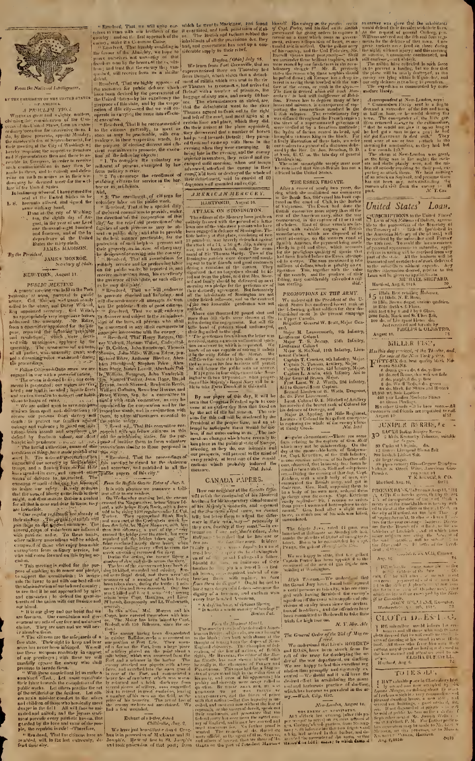From the National Intelligencer.

## BY THE PRESIDENT OF THE UNITED STATES OF AMERICA.

### A PROCLAMATION.

Whereas great and weighty matters, claiming the consideration of the Congress of the United States, form an extraordinary occasion for convening them, I do by these presents, appoint Monday, the nineteenth day of September next, for their meeting at the City of Washington; hereby requiring the respective Senators and Representatives then and there to assemble in Congress, in order to receive such communications as may then be made to them, and to consult and determine on such measures as in their wisdom may be deemed meet for the welfare of the United States.

In testimony whereof, I have caused the seal of the United States to be hereunto affixed, and signed the same with my hand.

L. S. Done at the City of Washington, the eighth day of August, in the year of our Lord one thousand eight hundred and fourteen, and of the Independence of the United States the thirty-ninth.

JAMES MADISON.

By the President,

JAMES MONROE, Secretary of State.

NEW-YORK, August 11.

### PUBLIC MEETING.

A general meeting was held in the Park yesterday at noon, pursuant to public notice. Col. Rutgers was unanimously called to the chair, and Oliver Wolcott, Esq. appointed secretary. Col. Willett, in an appropriate very impressive address addressed the assembly. Mr. Riker, from a committee appointed for the purpose, then read the following preamble and resolutions, which were received with unanimous applause by the assembly. The concourse of citizens, of all parties, was unusually great; and not a dissenting voice was heard during the proceedings.

"Fellow-Citizens—Once more we are engaged in a war with a powerful nation. The ocean is denied to us; our commerce is prostrated; our waters are visited; our harbours invaded; hostile fleets and armies threaten to convert our habitations to heaps of ruins.

"We are called upon to save our properties from spoil and destruction; to secure our persons from slavery and death; to protect our families against outrage and violence; to guard our institutions from assault and overthrow; to defend by freedom, valour, our dear bought independence.

"The lawful authorities, aware of this condition of things, have made provision to meet it. The national government has augmented our security by additional troops, and a flotilla force. The State government has assembled its corps, and caused other works of defence to be erected. The common council of the city has laboured to insure our safety. It only remains that the sons of liberty come forth in their might, and demonstrate that in a contest for all that is near and dear to them, they are invincible.

"Our regular regiments are already at their stations. The organized militia will join those who are in the field. The several corps of volunteers are inflamed with patriotic ardor. To these bands, other military associations will be added, composed of those who enjoy honorable exemptions from ordinary service, but who will come forward on this trying occasion.

"This meeting is called for the purpose of enabling us to renew our pledge, to support the constitution; to invigorate the laws; to aid with our best efforts the administration of our beloved country; to see that it be not approached by spies and emissaries; to defend the great interests of the union with our treasure and our blood.

"It is our glory and our boast that we are free men. Our constitution and government are acts of our free and unbiased choice. They are ours and we will never abandon them.

"The citizens are the safeguards of a free state. Their right to keep and bear arms has never been infringed. We will use these weapons resolutely in support of our privileges; with these we will manfully oppose the enemy who shall presume to invade them.

"With these convictions let us make a combined effort. Let some contribute their labor towards the completion of the public works. Let others practise the use of the artillery or the fusilier. Let others again minister comfort to the wives and children of those who heroically meet danger in the field. All will thus be animated and united; and the joyous sentiment pervade every patriotic bosom, that guarded by the love and valor of her people, the republic is safe!—Therefore,

"Resolved, That the citizens here assembled, will, to the last extremity, defend their city.

"Resolved, That we will unite ourselves in arms with our brethren of the country; and on the first approach of the enemy, make it a Common Cause.

"Resolved, That humbly confiding in the favour of the Almighty, we hope to prove ourselves not unworthy of that freedom won by the heroes of the revolution; and trust that the enemy thus vanquished, will receive from us a similar defeat.

"Resolved, That we highly approve of the measures for public defence which have been devised by the government of the United States—by his excellency the governor of this state, and by the corporation of this city—and that we will cooperate in carrying the same into effectual execution.

"Resolved, That it be recommended to the citizens generally, to meet as soon as may be practicable, with convenience, in their respective wards, for the purpose of electing discreet and efficient committees to promote the execution of the following objects:

"1. To complete the voluntary enrollment of persons, exempted by law from military service.

"2. To encourage the enrollment of seafaring citizens for service in the harbour as artillerists.

And,

"3. The enrollment of citizens for voluntary labor on the public works.

"Resolved, That it is a special duty of the general committee to provide, under the direction of the corporation of this city, for the relief and protection of the families of such persons as may be called out on public duty, and also to provide in the best manner practicable, for the protection of such helpless persons and their property as in case of emergency be desirous of removing into the country.

"Resolved, That all associations for military service and for performing labor on the public works be reported to, and receive instructions from, his excellency the governor of this state, or such officer as he may designate.

"Resolved, That we will endeavor to promote concord and harmony, and will discountenance all attempts to weaken the patriotic efforts of good citizens.

"Resolved, That we will endeavor to discover and subject to the animadversion of the laws, all persons who shall be concerned in any illicit commerce or improper intercourse with the enemy.

"Resolved, That Henry Rutgers, Oliver Wolcott, Marinus Willett, Cadwallader D. Colden, John Swartwout, Thomas ... Jacob Mills, William Paulding, jun. Richard Riker, Anthony Bleeker, Abraham Bloodgood, Stephen Price, Abraham ... Samuel Jones ... John Vanderbilt ... Isaac Pierson ... be a committee to confer with such committees, as may be appointed by the corporation and by the respective wards; and in conjunction with them, to adopt all measures essential to the public safety.

"Resolved, That this committee correspond with our fellow citizens in this and the neighboring states, for the purpose of inviting them to form voluntary associations similar to those proposed in this city.

"Resolved, That the proceedings of this meeting be signed by the chairman and secretary, and published in all the public papers of this city."

*From the Buffalo Gazette Extra of Aug. 3.*

It is with pleasure we announce a brilliant affair to our troops.

On Wednesday morning last, the enemy crossed the Niagara river, below Squaw Island, with 1500 regulars under Lt. Col. Tucker. They approached Black Rock ... The enemy continued their efforts ... were repulsed ... with a loss ...

In this affair, Maj. Morgan and his Corps, have covered themselves with honor. The Major has been joined by Capt. Birdsall with 150 Riflemen since the action.

*Extract of a letter, dated Chillicothe, Aug. 2.*

We have just heard that General Croghan is in possession of Mackinaw and St. Joseph's. He went first to St. Joseph's and took possession of that post; from which he went to Mackinaw, and found it evacuated, and took possession of it also. The British and Indians robbed the inhabitants of all the provisions &c. they had, and government has sent up a considerable supply to their relief.

*Dayton, (Ohio) July 28.*

We learn from Fort Greenville, that an express arrived there on Thursday last from Detroit, which states that a detachment of militia which was sent to the river Thames to reconnoitre, had arrived at Detroit with a number of prisoners, the baggage of sixty men, and nearly 60 horses. The circumstances as stated are, that the detachment went to the river Thames; agreed to flank out to the right and left of the road, and meet again at a certain time and place, which they did. On their arrival at the place appointed, they discovered that a number of horses had passed towards Detroit; they pursued them and came up with them in the evening when they were encamping. It being late in the evening, and the enemy superior in numbers, they retired and encamped until morning, when our troops advanced, attacked the enemy in their camp, and took or destroyed the whole of their detachment, said to consist of 60 dragoons well mounted and equipt.

## AMERICAN MERCURY.

HARTFORD, August 16.

### ATTACK ON STONINGTON.

The editors of the Mercury have just been politely favored with the perusal of a letter from one of the volunteer citizens who have been engaged in defence of Stonington. The little battery at that place, consisting of two 18 pounders, was bravely defended against the attack of a 74, a 50 gun ship, a sloop of war, and a bomb ketch, under the command of Sir Thomas Hardy. Two of the Stonington patriots were discovered swimming out to their friends and good commanders during a cessation of the contest. They stipulated that no torpedoes should be fitted out from the place, and that Mrs. Stewart and family should be delivered up next morning as a pledge for the performance of their dastardly agreement. But fortunately all the inhabitants of Stonington are not under British influence, and so the contract of the two honorable gentlemen was not ratified.

Above one thousand 32 pound shot and more than 300 shells were thrown at the town during the engagement. But still the little band of patriots stood undismayed, their flag nailed to the staff.

"The gentleman from whom the letter was received, states a curious arithmetical question an answer to which is requested. We know of no one capable of solving it unless it be the witty Editor of the Mirror. We will therefore state it to him with a request that as soon as his late business will permit, he will favor the public with an answer.

If 74 guns in four ships cannot take Stonington with two 18 pounders, what proportion of His Majesty's Navy will it require to take Forts Trumbull & Griswold."

By our paper of this day, it will be seen that Congress is called upon to convene at an earlier day than that fixed on by the act of the last session. The reasons for this call will be unfolded by the President at the proper time; and an attempt to anticipate them would be useless, if not mischievous to us. The momentous changes which have recently taken place in the political state of Europe, affecting, as they do, our interests and our prospects, will present to the mind of every reader, at least one of the considerations which probably induced the measure. *Nat. Intel.*

### CANADA PAPERS.

How our neighbor at the *Gazette Office* will relish the confession of his Montreal brother, ... of his Majesty's ministers ... Should he ... He ... *Boston Pat.*

*From the Montreal Herald.*

The weekly and ... of the federalist American ... in Britain ... Mr. Russell ... Madison ...

... the Essex ... His Majesty's cruisers ... the British ... *Mr. Russell* ... *Dr. Jon. Strachan, D. D.* of York, U. C. on the late day of general Thanksgiving.

The most incorrigible sceptic must now be convinced that Great-Britain has not a friend in the United States.

### THE ESSEX FRIGATE.

After a cruise of nearly two years, during which she annihilated our commerce in the South Sea, this vessel has been captured in the coast of Chili, in the harbor of Valparaiso. The Essex had done the British commerce more injury than all the rest of the American navy, since the war commenced, in the capture of 12 or 14 sail of whalers. Most of those vessels are furnished with valuable cargoes of British manufactures, which are disposed of to great advantage, on the western coast of Spanish America, the payment being made chiefly in gold and silver, which accounts for the prodigious quantity of specie that had been landed before the Essex attempted to escape. The sum mentioned is two millions of dollars, which is probably over estimated. This, together with the value of the vessels, and the produce of their fishing, may considerably exceeded a million sterling. *ibid.*

### PROMOTIONS IN THE ARMY.

We understand that the President of the United States has conferred brevet rank on the following gallant soldiers for their distinguished merit in the present campaign in Upper Canada.

Brigadier General W. Scott, Major General.

Major H. Leavenworth, 9th Infantry, Lieutenant Colonel.

Major T. S. Jessup, 25th Infantry, Lieutenant Colonel.

Major S. McNeal, 11th Infantry, Lieutenant Colonel.

Captain T. Crooker, 9th Infantry, Major.

Captain N. Towson, Artillery, Major.

Captain T. Harrison, 42d Infantry, Major.

Captain L. Austin, 46th Infantry, Aid to Major General Brown, Major.

First Lieut. W. J. Worth, 23d Infantry, Aid to General Scott, Captain.

Second Lieutenant S. Watts, Dragoons, to be First Lieutenant.

Lieut. Colonel G. E. Mitchell of Artillery has received the brevet rank of Colonel for his defence of Oswego, and

Major D. Appling, 1st Rifle Regiment, Lieutenant Colonel for his gallant enterprise in capturing the whole of the enemy's force at Sandy Creek. *Nat. Intel.*

*Singular circumstance.*—There are some facts relating to the capture of Gen. Riall which may not be uninteresting. On the day of the memorable battle of Bridgewater, Capt. Ketchum, of the 25th Infantry, ... Gen. Riall and his aids ... surrendered.

The frigate *Java*, rated 44 guns was launched at Baltimore on Sunday last ... The frigate is now commanded by Capt. Perry, the gallant *through the Lakes*.

We are happy to state, that the gallant Captain Porter has been appointed to the command of the new 44 gun frigate now building at Washington.

*High Treason.*—We understand that the Grand Jury have found bills against several persons in this city, who are charged with having furnished the enemy's squadron off the coast with supplies of provisions ... *N. Y. Mer. Adv.*

*The General Order of the 22d of May enforced.*

We understand that Lieuts. ROBERTS and ROSS, have been struck from the roll of the army for disobeying the order of the war department, on dueling. We are happy to find this excellent regulation thus promptly and rigorously executed.—We doubt not it will have the desired effect in annihilating the absurd and barbarous practice of duelling, which has become so prevalent in the army.—*Wash. City. Gaz.*

*New-London, August 10.*

THE ENEMY AT STONINGTON.

At 3 o'clock last evening (after this paper went to press) an express arrived at this place ... that the enemy ... a brig, had arrived in that harbor, and demanded the surrender of the town ... an answer was given that the inhabitants would defend their houses with their lives. At the request of general Cushing, gen. Williams ordered out the 8th and 30th regiments for the defence of that town. Congreve rockets were fired on shore during the night, without injury; and this morning at sunrise, a cannonade commenced, and still continues,—at 9 o'clock.

The militia have collected in such force as to prevent a landing, but we fear that the place will be totally destroyed, as the enemy are lying within half gun-shot, and our only defence is two long 18 pounders.

The expedition is personally commanded by commodore Hardy.

*A correspondent at New-London, says:*

"Commodore Hardy sent in a flag to demand a surrender of the fort and town; at half an hour, or he would destroy it — ... the enemy ... 'they could not say'...

The alarm at New-London was great, as the firing was in the night; the rockets and shells plainly seen, and the militia all actively repairing to their post, expecting an attack there. We hear nothing of an attack on Saybrook, and presume there has not been any, notwithstanding the rumours of a visit from the enemy at that post. *N. Y. Col.*

## United States' Loan.

SUBSCRIPTIONS to the United States' Loan of Six Millions of Dollars, agreeable to the proposals of the Secretary of the Treasury of the 25th ult. (published in the American Mercury of the 2d inst.) will be received by the subscriber until Friday the 19th inst. To avoid the inconvenience of personal appearance to subscribe, applications in writing will be received from any part of the state. All the business will be transacted and certificates of stock delivered to the subscribers without expense. Any further information desired, relative to the Loan will be given on application to

MICHAEL SHEPARD.

Hartford, Aug 8, 1814.

15 Hhds. Best retailing Molasses,
15 Hhds. N. E. Rum,
50 Bbls. Brown Sugar, various qualities,
10 Bbls. fresh S. Flour,
100 boxes 8 by 9 and 7 by 9 Glass,
200 Bush. Rock and St. Ubes Salt,
100 lbs. of Liverpool Brown ...
Just received and for sale by
PHELPS & OLMSTED.
August 10.

## MILLER FISK,

Has this day received, at the Theatre, and, for sale at the New-York prices,

FIFTY-SIX dozen best quality Mock Morocco SKINS.
8 dozen green do. & do. yellow
10 do. red Roans, black and Rose
8 do. purple & do. yellow
8 do. No. 12 Reds, & do. green
50 do. black for Shoes and Hats
10,000 wt. Sole Leather
400 pair Ladies Morocco Shoes
30 shoes Findings.

Hatters Goods will be here soon.—All customers and friends are requested to call.

August 10.

## JUNIPER BERRIES, &c.

30 SACKS Italian Juniper Berries—
50 hhds. Kentucky Tobacco, suitable for cigars.
30 Casks of Raisins, do.
12 threes Liverpool Blown Salt
200 bushels Indian Salt
... large ...
30 pipes country Gin—Cognac Brandy—Valencia & Greek Wine, American Gunpowder, &c.

For sale by
T. K. KNAGE & CO.

Hartford, Aug. 16.

PHOENIX BANK, Hartford, August 1814.

THE Directors ... a dividend ... of the Capital Stock ... at their office on the first Monday in ... next.

... GEACH, Cashier.

Aug. 16.

... Bank ... Ketchum ... Wethersfield ...

## CLOTH DRESSING.

THE subscriber would inform his customers and all those who wish to have cloth dressed that he will ... at his ... Hartford ...

ELISHA BUSHNELL.

Hartford, Aug 8.

## TO LET OR SELL,

THAT valuable piece in Glastonbury lately occupied by ... with ... buildings ... For further particulars ... Mr. ...

NICHOLAS PARKER, Hartford.

Aug 11, 1814.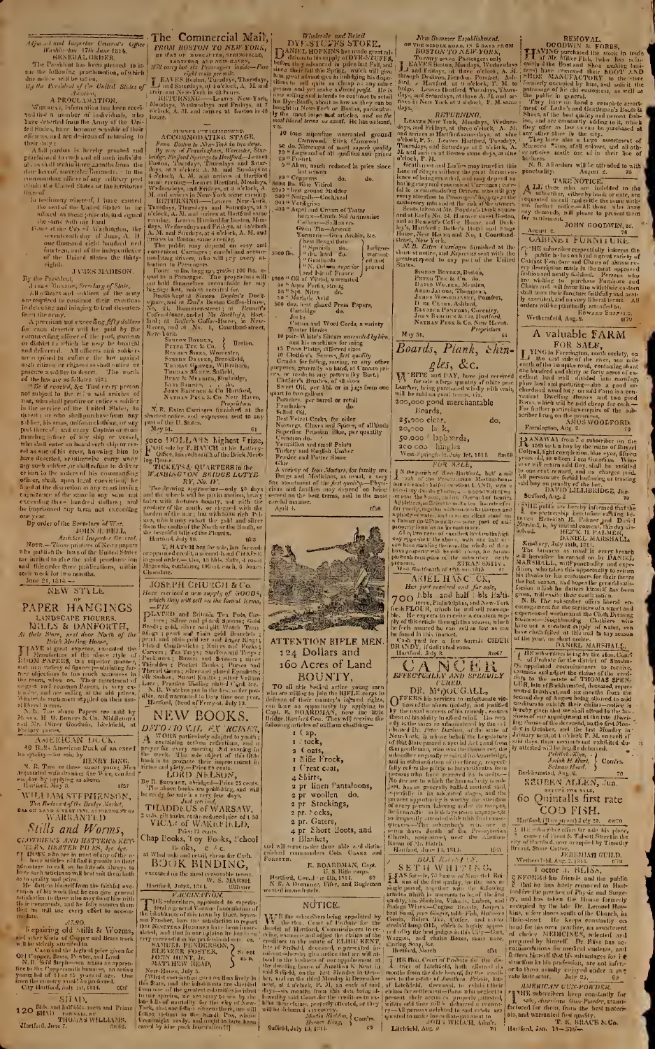Adjutant and Inspector General's Office
Washington 17th June 1814.

GENERAL ORDER.

The President has been pleased to issue the following proclamation, (of which due notice will be taken,

By the President of the United States of America,

A PROCLAMATION.

Whereas, information has been received that a number of individuals, who have deserted from the Army of the United States, have become sensible of their offences, and are desirous of returning to their duty;

A full pardon is hereby granted and proclaimed to each and all such individuals, as shall within three months from the date hereof, surrender themselves to the commanding officer of any military post within the United States or the territories thereof.

In testimony whereof, I have caused the seal of the United States to be affixed to these presents, and signed the same with my hand.

Done at the City of Washington, the seventeenth day of June, A. D. one thousand eight hundred and fourteen, and of the independence of the United States the thirty-eighth.

JAMES MADISON.

By the President,
James Monroe, Secretary of State.

All officers and soldiers of the army are required to conform to their exertions in detecting and bringing to trial deserters from the army.

A premium not exceeding fifty dollars for each deserter will be paid by the commanding officer of the post, garrison or district to which he may be brought and delivered. All officers and soldiers are enjoined to enforce the law against such citizens or citizens as shall entice or procure a soldier to desert. The words of the law are as follows viz:

"Be it enacted, &c. That every person not subject to the rules and articles of war, who shall procure or entice a soldier in the service of the United States, to desert; or who shall purchase from any soldier, his arms, uniform clothing, or any part thereof; and every Captain or commanding officer of any ship or vessel, who shall enter on board such ship or vessel as one of his crew, knowing him to have deserted, or otherwise carry away any such soldier, or shall refuse to deliver him to the orders of his commanding officer, shall, upon legal conviction, be fined at the discretion of any court having cognizance of the same in any sum not exceeding three hundred dollars; and be imprisoned any term not exceeding one year."

By order of the Secretary of War.
JOHN R. BELL,
Assistant Inspector General.

Note.—Those printers of Newspapers who publish the laws of the United States are invited to give the said proclamation and this order three publications, within each week for two months.
June 21, 1814.

## NEW STYLE OF PAPER HANGINGS

LANDSCAPE FIGURES.

MILLS & DANFORTH,

At their Store, next door North of the Brick Meeting House,

HAVE at great expense, extended the Manufacturing of the above style of ROOM PAPERS, in a superior manner, and in a variety of figures—including for the different rooms and according to the room, where it is. Their assortment of elegant and common Papers, is very extensive, and are selling at the old prices. Wholesale customers supplied on their usual liberal terms.

N. B. The above Papers are sold by Messrs. H. O. Bowers & Co. Middletown and Mr. Oliver Goodwin, Litchfield, at Factory prices.

AMERICAN DUCK.

30 Bolts American Duck of an excellent quality—for sale by
HENRY KING.

N. B. Two or three smart young Men acquainted with drawing the Wire, can find employ by applying as above.
Hartford, May 3.

WILLIAM STEPHENSON,

Two Rods east of the Bridge Market,

HAS ON HAND AN EXTENSIVE ASSORTMENT OF WARRANTED

## Stills and Worms,

CLOTHIERS AND HATTERS KETTLES, HEATER PILES, &c. &c.

THOSE who are in want of any of the above articles will find it greatly to their advantage to call, as he intends always to have such articles as will best suit them both as to quality and price.

He flatters himself from the faithful execution of his work that he can give general satisfaction to those who may favor him with their commands, and he fully assures them that he will use every effort to accommodate.

ALSO.

Repairing old Stills & Worms, and other kinds of Copper and Brass work will be strictly attended to.

Cash and the highest price given for Old Copper, Brass, Pewter, and Lead.

N. B. Said Stephenson wants an apprentice to the Coppersmith business, an active young lad of 14 or 15 years of age. One from the country would be preferred.
City Hartford, July 1st, 1814.

SHAD.

120 Bbls. and half bbls. mess and Prime SHAD FOR SALE BY
THOMAS WILLIAMS.
Hartford, June 7.

## The Commercial Mail,

FROM BOSTON TO NEW-YORK,

BY WAY OF WORCESTER, SPRINGFIELD, HARTFORD AND NEW-HAVEN,

Will carry but six Passengers inside—Fare eight cents per mile.

LEAVES Boston, Mondays, Tuesdays, Thursdays and Saturdays, at 2 o'clock, A. M. and arrive at New-York in 48 hours.

RETURNING—Leaves New-York, Mondays, Wednesdays and Fridays, at 4 o'clock, A. M. and arrives at Boston in 48 hours.

SUMMER ESTABLISHMENT.

ACCOMMODATION STAGE.

From Boston to New-York in two days.

By way of Framingham, Worcester, Sturbridge, Stafford Springs to Hartford—Leaves Boston, Tuesdays, Thursdays and Saturdays, at 4 o'clock A. M. and Sundays at 4 o'clock, A. M. and arrives at Hartford same evening—Leaves Hartford Mondays, Wednesdays and Fridays, at 3 o'clock, A. M. and arrives in New York same evening.

RETURNING—Leaves New-York, Tuesdays, Thursdays and Saturdays, at 3 o'clock A. M. and arrives at Hartford same evening. Leaves Hartford for Boston, Mondays, Wednesdays and Fridays, at 3 o'clock A. M. and arrives in Boston same evening.

The public may depend on easy and convenient Carriages; careful and accommodating drivers, who will pay every attention to Passengers.

Fourteen lbs. baggage gratis; 100 lbs. equal to a Passenger. The proprietors will not hold themselves accountable for any baggage lost, unless receipted for.

Books kept at Simeon Boyden's Dock-square, and at Earl's Boston Coffee-House, No. 24, Hanover-street; at Bennett's Coffee-House, and at Mr. Buckley's, Hartford; at Butler's Coffee-House, at New-Haven, and at No. 1, Courtland-street, New-York.

SIMEON BOYDEN,
PETER TUCK & Co.,} Boston.
REUBEN SIKES, Worcester,
STEPHEN PYNCHON, Brookfield,
THOMAS GLOVER, Wilbraham,
TRUMAN BLISS, Suffield,
BURT & MASON, Springfield,
LEVI BARNUM, Jr. do.
JOHN BABCOCK & Co. Hartford,
NATHAN PECK & Co. New Haven,
Proprietors.

N. B. Extra Carriages furnished at the shortest notice, and expresses sent to any part of the U. States.
May 31.

5000 DOLLARS highest Prize,

JUST sold by T. HATCH at his Lottery Office, ten rods south of the Brick Meeting-House.

TICKETS & QUARTERS in the WASHINGTON BRIDGE LOTTERY, No. IV.

The drawing is progressing—only 20 days and the wheels will be put in motion, being taken with fortunes twenty, and with the produce of the fourth, as originally with the burden of the same; but with bona fide Prizes, which must exact the gold and silver from the coffers of the North of the South; of the beautiful bills of the Phoenix.
Hartford July 19.

T. HATCH has for sale, for finest approved credit, a second-hand CHAISE in good order.—Also, 10 bbls. Salt, 4 casks Raisins, containing 100 wt. each, 6 boxes Chocolate.

JOSEPH CHURCH & Co.

Have received a new supply of GOODS, which they will sell on the lowest terms, VIZ.

PLATED and Britania Tea Pots, Castors; Silver and plated Spoons; Gold Beads; gold, silver and gilt Watch Trinkets; plated and gilt pearl Bracelets; pearl and plain gold Ear and finger Rings; Plated Candlesticks; Knives and Forks; Carvers; Tea Trays; Snuffers and Trays; Penknives; Razors and Scissors; silver Thimbles; Pocket Books; Purses and Thread cases; silver and plated Epaulettes; silk Sashes; Sword Knots; silver Vellum; Lace; Prussian Blacking; and Card Sashes. N. B. Watches put in the best order possible, and warranted to keep time one year.
Hartford, (Front st.) Aug. 1814.

## NEW BOOKS.

DEVOTIONAL EXERCISES,

A WORK particularly adapted to youth; containing serious reflections, and a prayer for every morning and evening in the week. The sole object of this little book is to promote their improvement in virtue and piety.—Price 25 cents.

LORD NELSON,

By R. Southey, abridged—Price 25 cents.

The above books are publishing, and will be ready for sale in a very few days.

Just received,

THADDEUS OF WARSAW,

2 vols. gilt backs, at the reduced price of 1 50.

VICAR of WAKEFIELD,

Price 75 cents.

Chap Books, Toy Books, School Books, &c. &c.

At wholesale and retail, cheap for Cash.

## BOOK BINDING,

executed on the most reasonable terms.
W. S. MARSH.
Hartford, July 5, 1814.

VACCINATION.

THE subscribers, appointed to superintend a general Vaccine Inoculation of the inhabitants of this town by Doct. Sylvanus Fansher, have the satisfaction to report that NINETEEN HUNDRED have been inoculated, and that in our opinion no loss is to any one in the progress of the said ser... Inoculation.

SAMUEL PENDERSON,
EBENEZER FOSTER,} Select men.
JOHN HUNT Jr.
MATTHEW HEAD,
New-Haven, July 5.

(Which examination goes on thus lively in this State, and the inhabitants are invited from one of the greatest calamities produced to our species, are very happy to see by the late bills of mortality for the city of New-York, that one if not eleven there are still falling victims to the Small Pox, when lives might easily, and ought to have been saved by Kine pock Inoculation.)

Wholesale and Retail

## DYE-STUFFS STORE.

DANIEL HOPKINS has made great additions to his supply of DYE-STUFFS, before they advanced in price last Fall, and since their fall this Spring, which will give him great advantages in enabling him to sell quite as cheap as any other person and yet make a decent profit. He is now selling and intends to continue to retail his Dye-Stuffs, about as low as they can be bought in New-York or Boston, particularly the most important and articles, and on the most liberal terms as usual. He has on hand,

10 tons superfine warranted ground Camwood, Stick Camwood
50 do. Nicaragua of most superb quality
70 " Logwood of all qualities and prices
60 " Fustick
5-4 Alum, much reduced in price since last season
10 " Copperas do. do.
5000 lbs. Blue Vitriol
2500 " best ground Madder
800 " Nutgall,—Cochineal
800 " Verdigris
400 " Argol and Cream of Tartar
Borax—Crude Sal Ammoniac
Cudbear—Safflower
Grain Tin—Arsenic
Turmeric—Gum Arabic, &c.
" best Bengal Indigo
3000 lbs. { " Spanish do. } Indigo warranted and proved
" do. head do.
" Guatimala
" N. Orleans superior
and Isle of France
1000 " Oil of Vitriol, warranted
50 " Aqua Fortis, strong
60 " Spt. Nitre do.
50 " Muriatic Acid
500 doz. best glazed Press Papers,
Cartridge do.
Jacks
Cotton and Wool Cards, a variety
Teazle Heads
10 pair White's Shears warranted by him, and his machines for using
15 Press Plates, different sizes
10 Clothier's Screws, first quality

Cards for fulling, carding, or any other purposes, generally on hand; at Cannon prices, or made to any pattern (by Butt.)

Clothier's Brushes, of all sizes
Sweet Oil, per bbl. or in jugs from one quart to two gallons
Linseed Oil
Spanish Brown, per barrel or retail
Frankincense do.
Sallad Oil
Best Velvet Corks, for cider

Nutmegs, Cloves and Spices, of all kinds
Superfine Prussian Blue, per quantity
Common do.
Vermillion and small Paints
Turkey and English Umber
Powder and Putter Stone
Glue

A variety of Jam Mortars, for family use; Drugs and Medicines, as usual, a very fine assortment of the first quality.—Physicians and families may depend on being served on the best terms, and in the most careful manner.
April 4.

ATTENTION RIFLE MEN.

124 Dollars and 160 Acres of Land BOUNTY,

TO all able bodied active young men who are willing to join the RIFLE corps in defence of their country's injured rights, can have an opportunity by applying to Capt. R. BOARDMAN, near the little Bridge Hartford Con. They will receive the following articles of uniform clothing—

1 Cap,
1 Stock,
2 Coats,
1 Rifle Frock,
1 Great coat,
4 Shirts,
2 pr linen Pantaloons,
2 pr woollen do.
2 pr Stockings,
2 pr Socks,
2 pr Gaiters,
4 pr Short Boots, and
1 Blanket,

and will serve under those able and distinguished commanders Cols. CLARK and FORSYTH.

R. BOARDMAN, Capt.
U. S. Rifle corps.
Hartford, Con. June 13, 1814.

N. B. A Drummer, Fifer, and Bugleman wanted immediately.

NOTICE.

WE the subscribers being appointed by the Hon. Court of Probate for the district of Hartford, Commissioners to receive, examine and adjust the claims of the creditors to the estate of ELIHU KENT, late of Suffield, deceased, represented insolvent—hereby give notice that we will attend to the business of our appointment at the dwelling house of Jonathan S. Kent in said Suffield, on the first Monday in October, and on the last Monday in December next, at 2 o'clock, P. M. on each of said days—six months from the date being allowed by said Court for the creditors to exhibit their claims, properly attested, or they will be debarred a recovery.

Martin Sheldon, Jr.
Horace King,} Com'rs.
Suffield, July 13, 1814.

New Summer Establishment.

ON THE MIDDLE ROAD, IN 2 DAYS FROM BOSTON TO NEW-YORK,

To carry seven Passengers only

LEAVES Boston, Mondays, Wednesdays and Fridays, at three o'clock, A. M. through Dedham, Mendon, Pomfret, Ashford, Hartford, at 9 o'clock, P. M. to lodge. Leaves Hartford, Tuesdays, Thursdays and Saturdays, at three A. M. and arrives in New York at 9 o'clock, P. M. same days.

RETURNING.

Leaves New-York, Mondays, Wednesdays, and Fridays, at three o'clock, A. M. and arrives at Hartford same days at nine o'clock, P. M. Leaves Hartford Tuesdays, Thursdays and Saturdays at 3 o'clock, A. M. and arrives in Boston same days, at nine o'clock, P. M.

Gentlemen and Ladies may travel in this Line of Stages without the great inconvenience of being crowded, and may depend on having an easy and convenient Carriage, careful & accommodating Drivers, who will pay every attention to Passengers' baggage at the customary rates, and at the risk of the owners.

Seats taken at Mr. Boyden's Dock square and at Earl's No. 24, Hanover street Boston, and at Bennett's Coffee House and Buckley's, Hartford; Butler's Hotel and Stage House, New Haven and No. 1 Courtland-street, New York.

N. B. Extra Carriages furnished at the shortest notice, and Expresses sent with the greatest speed to any part of the United States.

SIMEON BOYDEN, Boston,
PETER TUCK & Co. do.
DAVID WILDER, Mendon,
AMOS JAMES, Thompson,
JAMES MCNEESE, Pomfret,
TILER CLARK, Ashford,
EBENEZER PENFIELD, Coventry,
JOHN BABCOCK & Co. Hartford,
NATHAN PECK & Co. New Haven,
Proprietors.
May 31.

## Boards, Plank, Shingles, &c.

WHITE and DAY, have just received and now offer for sale a large quantity of white pine Lumber, being purchased chiefly with cash, will be sold on good terms, viz.

200,000 good merchantable Boards,
25,000 clear, do.
20,000 Plank,
50,000 Clapboards,
200,000 Shingles
West-Springfield, July 1st, 1814.

FOR SALE,

IN the parish of West-Hartford, half a mile north of the Presbyterian Meeting-house, one and one half acre of LAND, with a dwelling house thereon, ... a good well of water, ... ALSO, ... Said premises will be sold cheap, for further particulars enquire of the subscriber on the premises.

STRAN SMITH.
West-Hartford, 15th of August 1814.

ASHEL HANCOCK,

Has just received and for sale,

700 Bbls. and half bbls Baltimore, Philadelphia, and New-York FLOUR, which he will sell reasonable. He expects to receive a constant supply of this article through this season, which he feels assured he can sell as low as can be found in this market.

Cash paid for a few barrels CIDER BRANDY, if delivered soon.
Hartford, Aug. 9.

## CANCER EFFECTUALLY AND SPEEDILY CURED.

DR. MCDOUGALL,

OFFERS his services to unfortunate victims of the above malady, and justified by the usual success of his remedy, requests those of his afflicted to afford relief. The remedy is the same as administered by the celebrated Dr. Peter Darling, of the state of New-York, ... the legislature of that State passed a special Act ... the subscriber regularly received his knowledge, and in addition thereto is willing, respectfully to refer the public to his certificates from persons who have received ... No one need feel fearful ... the subscriber's residence ... Church, ... Hartford, June 13, 1814.

BOX RAISINS.

SETH WHITING,

HAS for sale, 70 boxes of Muscatel Raisins of the first quality, by the box or single pound, together with the following articles which he warrants to be of the first quality, viz. Madeira, Vidonia, Lisbon, and Malaga Wines—Cognac Brandy, Jamaica Spirits, ... Imperial, Young Hyson and Bohea Teas, Coffee, and a few bbls. Pork, ... and a few pieces of ... best Rum, ...
Hartford, March.

THE Hon. Court of Probate for the district of Litchfield, hath allowed six months from the date hereof, for the creditors to the estate of Jonathan Bristol, late of Litchfield, deceased, to exhibit their claims for settlement—those who neglect to present their claims, properly attested, within said time will be debarred a recovery—All persons indebted to said estate are requested to make immediate payment to
JOHN WELCH, Adm'r.
Litchfield, Aug. 2.

REMOVAL.

GOODWIN & FORBES,

HAVING purchased the stock in trade of Mr. Miller Fish, (who has relinquished the Boot and Shoe making business) have removed their BOOT AND SHOE MANUFACTORY to the store formerly occupied by him, and solicit the patronage of his old customers, as well as the public in general.

They have on hand a complete assortment of Ladies and Gentlemen's Boots & Shoes, of the best quality and newest fashion, and are constantly adding to it, which they offer as low as can be purchased at any other store in the city.

They have also a large assortment of Morocco Skins of all colours, and all other articles made use of in their line of business.

N. B. All orders will be attended to with punctuality.
August 2.

TAKE NOTICE.

ALL those who are indebted to the subscriber, either by book or note, are requested to call and settle the same without further notice—All those who have any demands, will please to present them for settlement.

JOHN GOODWIN, 2d.
August 2.

## CABINET FURNITURE.

THE subscriber respectfully informs the public he has on hand a great variety of Cabinet Furniture and Chairs of almost every description made in the most approved fashion and neatly finished. Persons who are wishing to purchase Furniture and Chairs will find it for their advantage to call, as they shall have their furniture faithfully and neatly executed, and on very liberal terms. All orders will be punctually attended to.

EDWARD SHEPHERD.
Wethersfield, Aug. 2.

## A valuable FARM FOR SALE,

LYING in Farmington, north society, on the east side of the river, one mile north of the turnpike road, containing about one hundred and thirty or forty acres of excellent land well divided into mowing, plow land and pasturing—also a good orchard of good fruit; on said Farm is a convenient Dwelling House and two good Barns which will be sold cheap for cash.—For further particulars enquire of the subscriber living on the premises.

AMOS WOODFORD.
Farmington, Aug. 5.

RANAWAY from the subscriber on the 15th inst. a boy by the name of Russel Cottrell, light complexion, blue eyes, fifteen years old; whoever will return said boy shall be entitled to one cent reward, and no charges paid. All persons are forbid harboring or trusting said boy on penalty of the law.

DAVID LILLIBRIDGE, Jun.
Stafford, Aug. 2.

THE public are hereby informed that the co-partnership heretofore existing between Hezekiah H. Palmer and Daniel Marshall, is by mutual consent, this day dissolved.

HEZ'K H. PALMER,
DANIEL MARSHALL.
Simsbury, July 18th, 1814.

The business as usual in every branch will hereafter be carried on by DANIEL MARSHALL, with punctuality and expedition, who takes this opportunity to return his thanks to his customers for their favors the last season, and hopes for general satisfaction to which he flatters himself has been given, will secure their continuance.

N. B. The subscriber offers liberal encouragement for the services of a smart and experienced workman at the Cloth Dressing business.—Neighboring Clothiers who have not a constant supply of water, can have cloth fulled at this mill by any season of the year, on short notice.

DANIEL MARSHALL.

THE subscribers being by the Hon. Court of Probate for the district of Simsbury appointed commissioners to receive, examine and adjust the claims of the creditors to the estate of THOMAS SPENCER, late of Barkhamsted, deceased, represented insolvent, and six months from the second day of August being allowed to said creditors to exhibit their claims—notice is hereby given that we shall attend to the business of our appointment at the late Dwelling-House of the deceased, on the first Monday in October, and the last Monday in January next, at 1 o'clock P. M. on each of said days; those accounts not exhibited duly attested will be legally debarred.

Pelatiah Allyn,
Josiah H. Hart,} Com'rs.
Solomon Howd.
Barkhamsted, Aug. 2.

REUBEN ALLEN, Jun.

OFFERS FOR SALE,

60 Quintals first rate COD FISH.

Hartford, (Ferry street) July 29.

THE subscriber offers for sale his place, a corner of Front & Talcott Street in the city of Hartford, now occupied by Timothy Bissell, Stone Cutter.

JEREMIAH GUILD.
Wethersfield, Aug. 2, 1814.

Doctor A. BLISS,

INFORMS his friends and the public that he has lately removed to Hartford for the practice of Physic and Surgery, and has taken the house formerly occupied by the late Dr. Lemuel Hopkins, a few doors south of the Church, in Main-street. He keeps constantly on hand for his own practice, an assortment of choice MEDICINES, selected and prepared by himself. Dr. Bliss has accommodations for medical students, and flatters himself that his advantages for their instruction in his profession, are not inferior to those usually enjoyed under a private instructor.
July 25.

AMERICAN GUN-POWDER.

THE subscribers keep constantly for sale, American Gun Powder, manufactured for them, from the best materials, and warranted first quality.

T. K. BRACE & Co.
Hartford, Jan. 18.